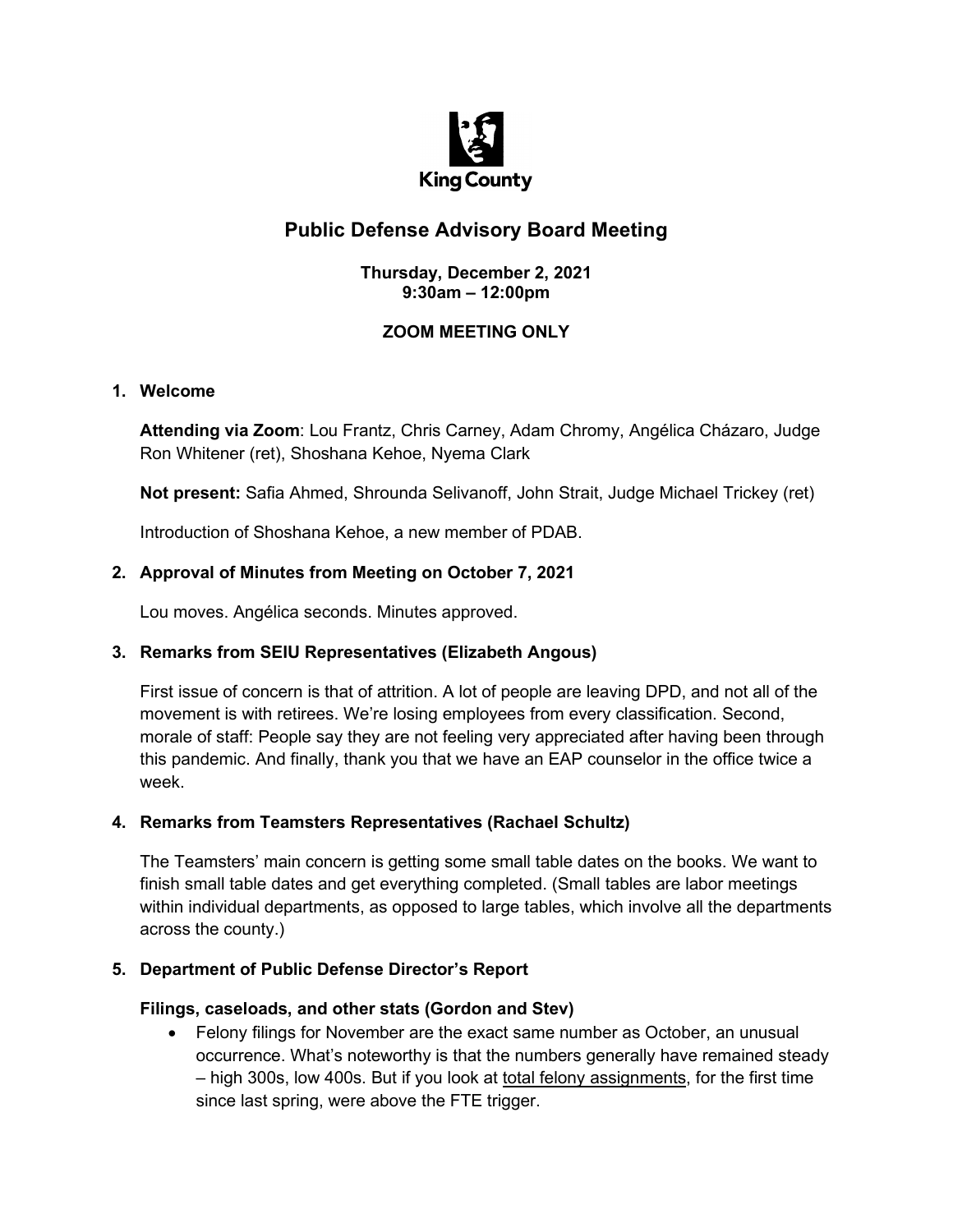# Public Defense Advisory Board Meeting

**Thursday, December 2, 2021**
**9:30am – 12:00pm**

**ZOOM MEETING ONLY**

## 1. Welcome

**Attending via Zoom**: Lou Frantz, Chris Carney, Adam Chromy, Angélica Cházaro, Judge Ron Whitener (ret), Shoshana Kehoe, Nyema Clark

**Not present:** Safia Ahmed, Shrounda Selivanoff, John Strait, Judge Michael Trickey (ret)

Introduction of Shoshana Kehoe, a new member of PDAB.

## 2. Approval of Minutes from Meeting on October 7, 2021

Lou moves. Angélica seconds. Minutes approved.

## 3. Remarks from SEIU Representatives (Elizabeth Angous)

First issue of concern is that of attrition. A lot of people are leaving DPD, and not all of the movement is with retirees. We're losing employees from every classification. Second, morale of staff: People say they are not feeling very appreciated after having been through this pandemic. And finally, thank you that we have an EAP counselor in the office twice a week.

## 4. Remarks from Teamsters Representatives (Rachael Schultz)

The Teamsters' main concern is getting some small table dates on the books. We want to finish small table dates and get everything completed. (Small tables are labor meetings within individual departments, as opposed to large tables, which involve all the departments across the county.)

## 5. Department of Public Defense Director's Report

### Filings, caseloads, and other stats (Gordon and Stev)

- Felony filings for November are the exact same number as October, an unusual occurrence. What's noteworthy is that the numbers generally have remained steady – high 300s, low 400s. But if you look at total felony assignments, for the first time since last spring, were above the FTE trigger.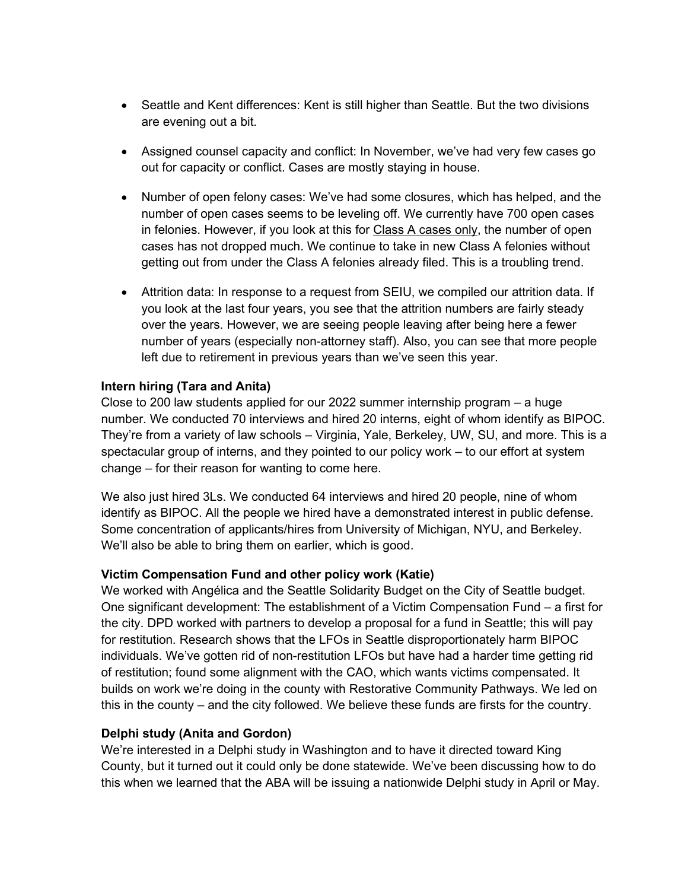- Seattle and Kent differences: Kent is still higher than Seattle. But the two divisions are evening out a bit.

- Assigned counsel capacity and conflict: In November, we've had very few cases go out for capacity or conflict. Cases are mostly staying in house.

- Number of open felony cases: We've had some closures, which has helped, and the number of open cases seems to be leveling off. We currently have 700 open cases in felonies. However, if you look at this for <u>Class A cases only</u>, the number of open cases has not dropped much. We continue to take in new Class A felonies without getting out from under the Class A felonies already filed. This is a troubling trend.

- Attrition data: In response to a request from SEIU, we compiled our attrition data. If you look at the last four years, you see that the attrition numbers are fairly steady over the years. However, we are seeing people leaving after being here a fewer number of years (especially non-attorney staff). Also, you can see that more people left due to retirement in previous years than we've seen this year.

**Intern hiring (Tara and Anita)**

Close to 200 law students applied for our 2022 summer internship program – a huge number. We conducted 70 interviews and hired 20 interns, eight of whom identify as BIPOC. They're from a variety of law schools – Virginia, Yale, Berkeley, UW, SU, and more. This is a spectacular group of interns, and they pointed to our policy work – to our effort at system change – for their reason for wanting to come here.

We also just hired 3Ls. We conducted 64 interviews and hired 20 people, nine of whom identify as BIPOC. All the people we hired have a demonstrated interest in public defense. Some concentration of applicants/hires from University of Michigan, NYU, and Berkeley. We'll also be able to bring them on earlier, which is good.

**Victim Compensation Fund and other policy work (Katie)**

We worked with Angélica and the Seattle Solidarity Budget on the City of Seattle budget. One significant development: The establishment of a Victim Compensation Fund – a first for the city. DPD worked with partners to develop a proposal for a fund in Seattle; this will pay for restitution. Research shows that the LFOs in Seattle disproportionately harm BIPOC individuals. We've gotten rid of non-restitution LFOs but have had a harder time getting rid of restitution; found some alignment with the CAO, which wants victims compensated. It builds on work we're doing in the county with Restorative Community Pathways. We led on this in the county – and the city followed. We believe these funds are firsts for the country.

**Delphi study (Anita and Gordon)**

We're interested in a Delphi study in Washington and to have it directed toward King County, but it turned out it could only be done statewide. We've been discussing how to do this when we learned that the ABA will be issuing a nationwide Delphi study in April or May.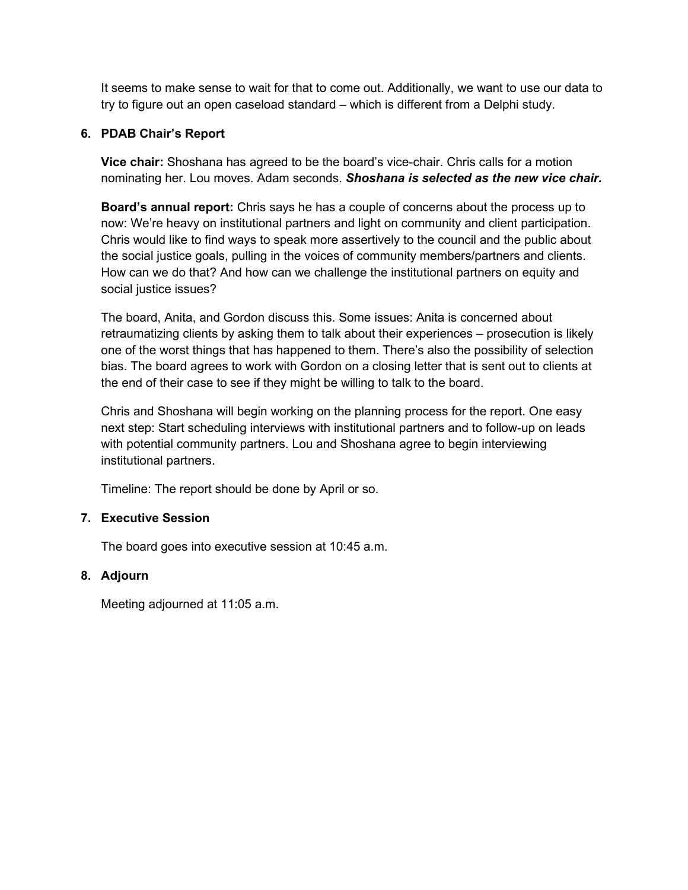It seems to make sense to wait for that to come out. Additionally, we want to use our data to try to figure out an open caseload standard – which is different from a Delphi study.

6. **PDAB Chair's Report**

   **Vice chair:** Shoshana has agreed to be the board's vice-chair. Chris calls for a motion nominating her. Lou moves. Adam seconds. ***Shoshana is selected as the new vice chair.***

   **Board's annual report:** Chris says he has a couple of concerns about the process up to now: We're heavy on institutional partners and light on community and client participation. Chris would like to find ways to speak more assertively to the council and the public about the social justice goals, pulling in the voices of community members/partners and clients. How can we do that? And how can we challenge the institutional partners on equity and social justice issues?

   The board, Anita, and Gordon discuss this. Some issues: Anita is concerned about retraumatizing clients by asking them to talk about their experiences – prosecution is likely one of the worst things that has happened to them. There's also the possibility of selection bias. The board agrees to work with Gordon on a closing letter that is sent out to clients at the end of their case to see if they might be willing to talk to the board.

   Chris and Shoshana will begin working on the planning process for the report. One easy next step: Start scheduling interviews with institutional partners and to follow-up on leads with potential community partners. Lou and Shoshana agree to begin interviewing institutional partners.

   Timeline: The report should be done by April or so.

7. **Executive Session**

   The board goes into executive session at 10:45 a.m.

8. **Adjourn**

   Meeting adjourned at 11:05 a.m.